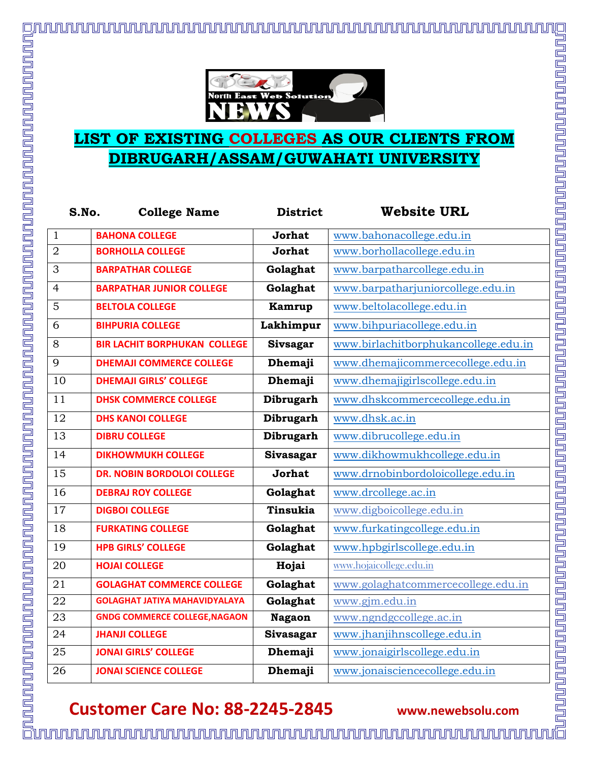# LIST OF EXISTING COLLEGES AS OUR CLIENTS FROM DIBRUGARH/ASSAM/GUWAHATI UNIVERSITY

| S.No. | College Name | District | Website URL |
|---|---|---|---|
| 1 | BAHONA COLLEGE | Jorhat | www.bahonacollege.edu.in |
| 2 | BORHOLLA COLLEGE | Jorhat | www.borhollacollege.edu.in |
| 3 | BARPATHAR COLLEGE | Golaghat | www.barpatharcollege.edu.in |
| 4 | BARPATHAR JUNIOR COLLEGE | Golaghat | www.barpatharjuniorcollege.edu.in |
| 5 | BELTOLA COLLEGE | Kamrup | www.beltolacollege.edu.in |
| 6 | BIHPURIA COLLEGE | Lakhimpur | www.bihpuriacollege.edu.in |
| 8 | BIR LACHIT BORPHUKAN COLLEGE | Sivsagar | www.birlachitborphukancollege.edu.in |
| 9 | DHEMAJI COMMERCE COLLEGE | Dhemaji | www.dhemajicommercecollege.edu.in |
| 10 | DHEMAJI GIRLS' COLLEGE | Dhemaji | www.dhemajigirlscollege.edu.in |
| 11 | DHSK COMMERCE COLLEGE | Dibrugarh | www.dhskcommercecollege.edu.in |
| 12 | DHS KANOI COLLEGE | Dibrugarh | www.dhsk.ac.in |
| 13 | DIBRU COLLEGE | Dibrugarh | www.dibrucollege.edu.in |
| 14 | DIKHOWMUKH COLLEGE | Sivasagar | www.dikhowmukhcollege.edu.in |
| 15 | DR. NOBIN BORDOLOI COLLEGE | Jorhat | www.drnobinbordoloicollege.edu.in |
| 16 | DEBRAJ ROY COLLEGE | Golaghat | www.drcollege.ac.in |
| 17 | DIGBOI COLLEGE | Tinsukia | www.digboicollege.edu.in |
| 18 | FURKATING COLLEGE | Golaghat | www.furkatingcollege.edu.in |
| 19 | HPB GIRLS' COLLEGE | Golaghat | www.hpbgirlscollege.edu.in |
| 20 | HOJAI COLLEGE | Hojai | www.hojaicollege.edu.in |
| 21 | GOLAGHAT COMMERCE COLLEGE | Golaghat | www.golaghatcommercecollege.edu.in |
| 22 | GOLAGHAT JATIYA MAHAVIDYALAYA | Golaghat | www.gjm.edu.in |
| 23 | GNDG COMMERCE COLLEGE,NAGAON | Nagaon | www.ngndgccollege.ac.in |
| 24 | JHANJI COLLEGE | Sivasagar | www.jhanjihnscollege.edu.in |
| 25 | JONAI GIRLS' COLLEGE | Dhemaji | www.jonaigirlscollege.edu.in |
| 26 | JONAI SCIENCE COLLEGE | Dhemaji | www.jonaisciencecollege.edu.in |

**Customer Care No: 88-2245-2845** **www.newebsolu.com**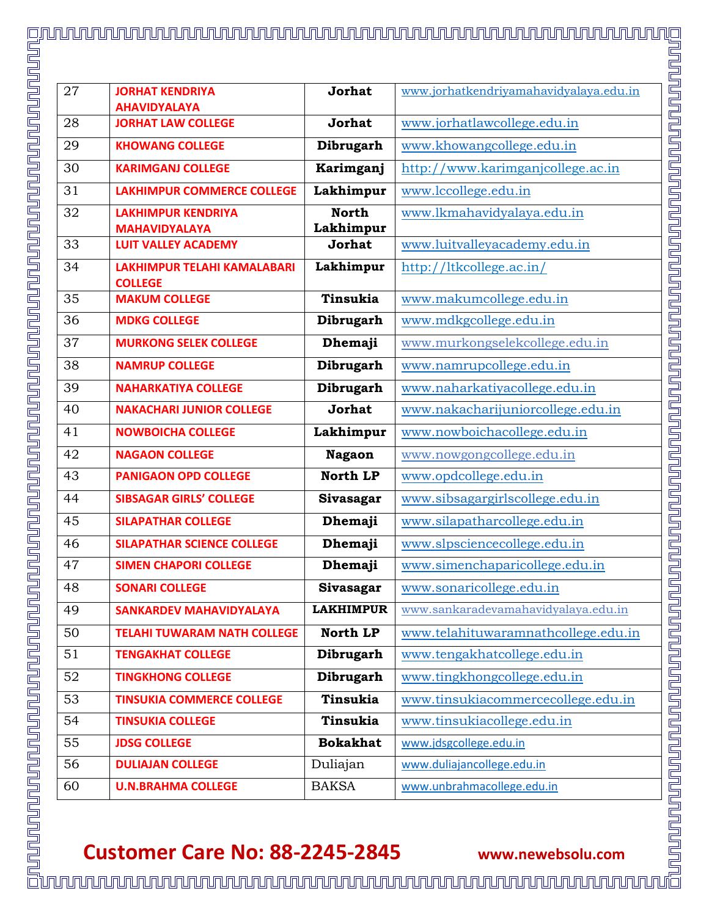| | | | |
|---|---|---|---|
| 27 | **JORHAT KENDRIYA AHAVIDYALAYA** | **Jorhat** | www.jorhatkendriyamahavidyalaya.edu.in |
| 28 | **JORHAT LAW COLLEGE** | **Jorhat** | www.jorhatlawcollege.edu.in |
| 29 | **KHOWANG COLLEGE** | **Dibrugarh** | www.khowangcollege.edu.in |
| 30 | **KARIMGANJ COLLEGE** | **Karimganj** | http://www.karimganjcollege.ac.in |
| 31 | **LAKHIMPUR COMMERCE COLLEGE** | **Lakhimpur** | www.lccollege.edu.in |
| 32 | **LAKHIMPUR KENDRIYA MAHAVIDYALAYA** | **North Lakhimpur** | www.lkmahavidyalaya.edu.in |
| 33 | **LUIT VALLEY ACADEMY** | **Jorhat** | www.luitvalleyacademy.edu.in |
| 34 | **LAKHIMPUR TELAHI KAMALABARI COLLEGE** | **Lakhimpur** | http://ltkcollege.ac.in/ |
| 35 | **MAKUM COLLEGE** | **Tinsukia** | www.makumcollege.edu.in |
| 36 | **MDKG COLLEGE** | **Dibrugarh** | www.mdkgcollege.edu.in |
| 37 | **MURKONG SELEK COLLEGE** | **Dhemaji** | www.murkongselekcollege.edu.in |
| 38 | **NAMRUP COLLEGE** | **Dibrugarh** | www.namrupcollege.edu.in |
| 39 | **NAHARKATIYA COLLEGE** | **Dibrugarh** | www.naharkatiyacollege.edu.in |
| 40 | **NAKACHARI JUNIOR COLLEGE** | **Jorhat** | www.nakacharijuniorcollege.edu.in |
| 41 | **NOWBOICHA COLLEGE** | **Lakhimpur** | www.nowboichacollege.edu.in |
| 42 | **NAGAON COLLEGE** | **Nagaon** | www.nowgongcollege.edu.in |
| 43 | **PANIGAON OPD COLLEGE** | **North LP** | www.opdcollege.edu.in |
| 44 | **SIBSAGAR GIRLS' COLLEGE** | **Sivasagar** | www.sibsagargirlscollege.edu.in |
| 45 | **SILAPATHAR COLLEGE** | **Dhemaji** | www.silapatharcollege.edu.in |
| 46 | **SILAPATHAR SCIENCE COLLEGE** | **Dhemaji** | www.slpsciencecollege.edu.in |
| 47 | **SIMEN CHAPORI COLLEGE** | **Dhemaji** | www.simenchaparicollege.edu.in |
| 48 | **SONARI COLLEGE** | **Sivasagar** | www.sonaricollege.edu.in |
| 49 | **SANKARDEV MAHAVIDYALAYA** | **LAKHIMPUR** | www.sankaradevamahavidyalaya.edu.in |
| 50 | **TELAHI TUWARAM NATH COLLEGE** | **North LP** | www.telahituwaramnathcollege.edu.in |
| 51 | **TENGAKHAT COLLEGE** | **Dibrugarh** | www.tengakhatcollege.edu.in |
| 52 | **TINGKHONG COLLEGE** | **Dibrugarh** | www.tingkhongcollege.edu.in |
| 53 | **TINSUKIA COMMERCE COLLEGE** | **Tinsukia** | www.tinsukiacommercecollege.edu.in |
| 54 | **TINSUKIA COLLEGE** | **Tinsukia** | www.tinsukiacollege.edu.in |
| 55 | **JDSG COLLEGE** | **Bokakhat** | www.jdsgcollege.edu.in |
| 56 | **DULIAJAN COLLEGE** | Duliajan | www.duliajancollege.edu.in |
| 60 | **U.N.BRAHMA COLLEGE** | BAKSA | www.unbrahmacollege.edu.in |

**Customer Care No: 88-2245-2845** **www.newebsolu.com**